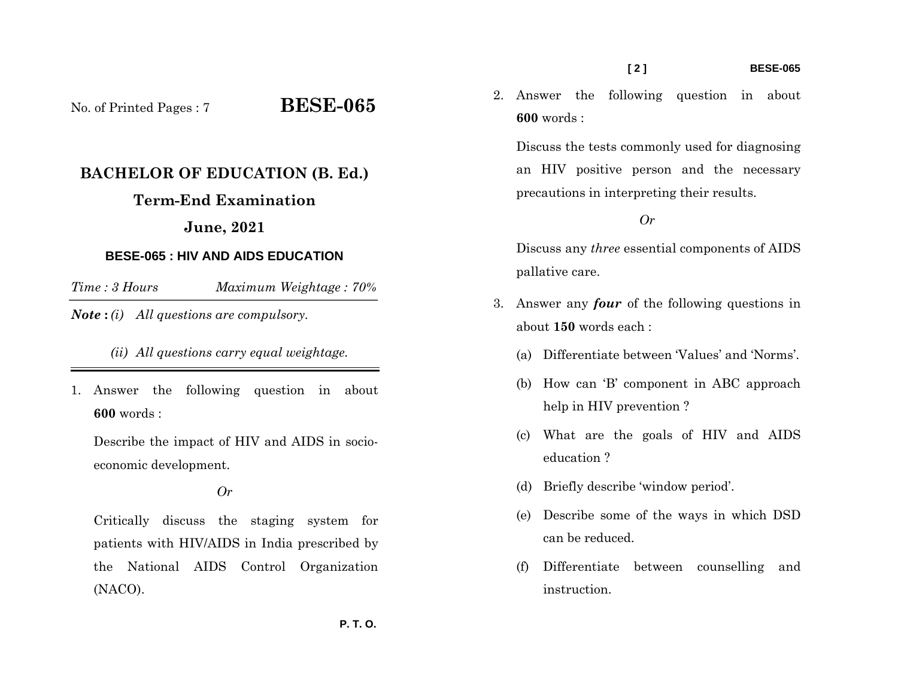No. of Printed Pages : 7

# BESE-065

## BACHELOR OF EDUCATION (B. Ed.)

## Term-End Examination

## June, 2021

### BESE-065 : HIV AND AIDS EDUCATION

*Time : 3 Hours* *Maximum Weightage : 70%*

***Note :*** *(i) All questions are compulsory.*

*(ii) All questions carry equal weightage.*

---

1. Answer the following question in about **600** words :

   Describe the impact of HIV and AIDS in socio-economic development.

   *Or*

   Critically discuss the staging system for patients with HIV/AIDS in India prescribed by the National AIDS Control Organization (NACO).

2. Answer the following question in about **600** words :

   Discuss the tests commonly used for diagnosing an HIV positive person and the necessary precautions in interpreting their results.

   *Or*

   Discuss any *three* essential components of AIDS pallative care.

3. Answer any ***four*** of the following questions in about **150** words each :

   (a) Differentiate between 'Values' and 'Norms'.

   (b) How can 'B' component in ABC approach help in HIV prevention ?

   (c) What are the goals of HIV and AIDS education ?

   (d) Briefly describe 'window period'.

   (e) Describe some of the ways in which DSD can be reduced.

   (f) Differentiate between counselling and instruction.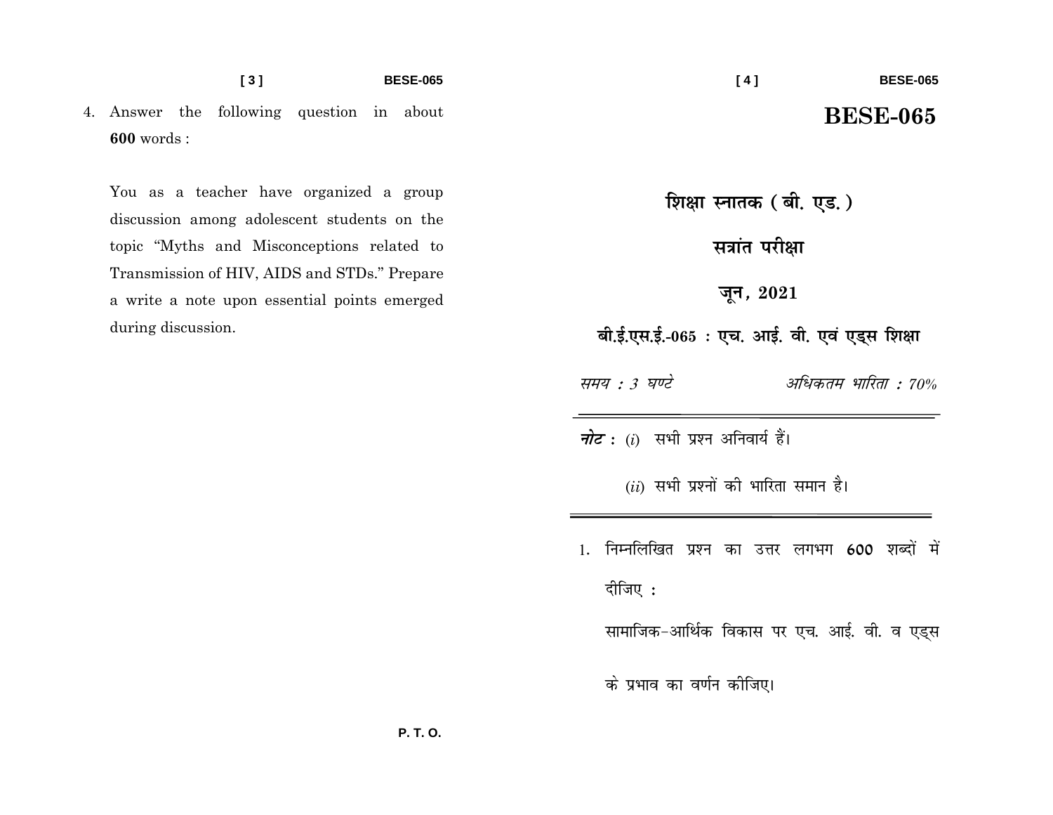4. Answer the following question in about **600** words :

   You as a teacher have organized a group discussion among adolescent students on the topic "Myths and Misconceptions related to Transmission of HIV, AIDS and STDs." Prepare a write a note upon essential points emerged during discussion.

P. T. O.

# BESE-065

## शिक्षा स्नातक ( बी. एड. )

## सत्रांत परीक्षा

## जून, 2021

### बी.ई.एस.ई.-065 : एच. आई. वी. एवं एड्स शिक्षा

*समय : 3 घण्टे* *अधिकतम भारिता : 70%*

***नोट :*** (*i*) सभी प्रश्न अनिवार्य हैं।

(*ii*) सभी प्रश्नों की भारिता समान है।

1. निम्नलिखित प्रश्न का उत्तर लगभग **600** शब्दों में दीजिए :

   सामाजिक-आर्थिक विकास पर एच. आई. वी. व एड्स के प्रभाव का वर्णन कीजिए।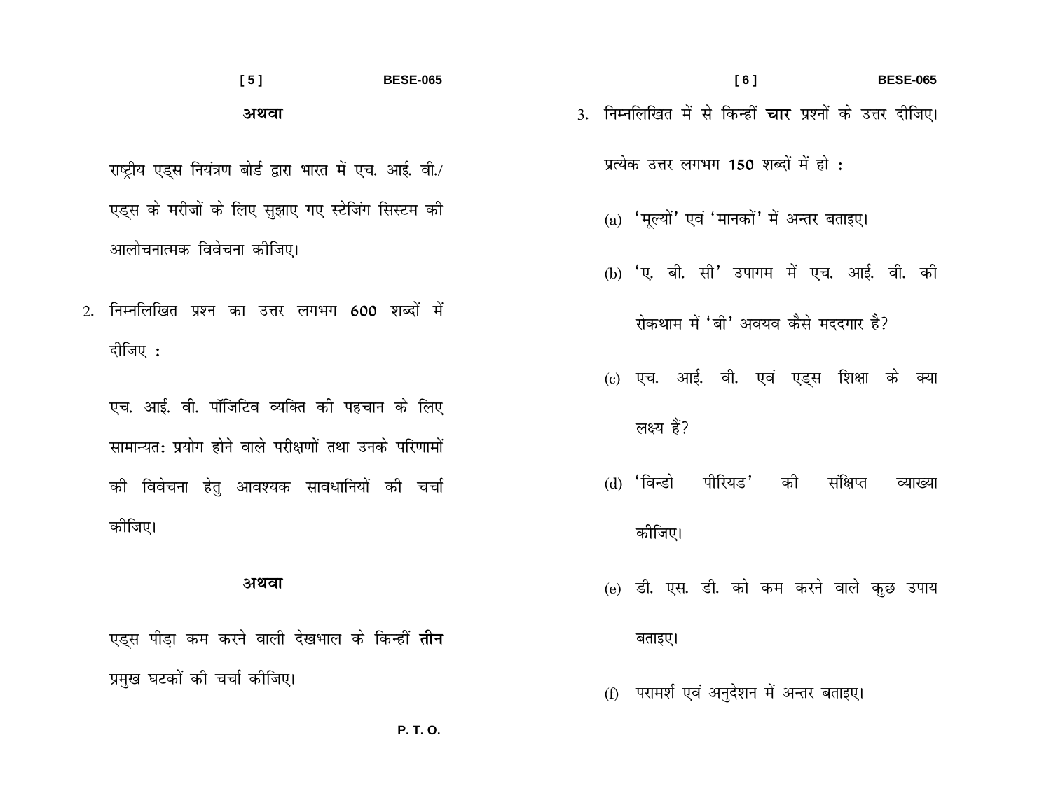**अथवा**

राष्ट्रीय एड्स नियंत्रण बोर्ड द्वारा भारत में एच. आई. वी./ एड्स के मरीजों के लिए सुझाए गए स्टेजिंग सिस्टम की आलोचनात्मक विवेचना कीजिए।

2. निम्नलिखित प्रश्न का उत्तर लगभग 600 शब्दों में दीजिए :

   एच. आई. वी. पॉजिटिव व्यक्ति की पहचान के लिए सामान्यतः प्रयोग होने वाले परीक्षणों तथा उनके परिणामों की विवेचना हेतु आवश्यक सावधानियों की चर्चा कीजिए।

**अथवा**

एड्स पीड़ा कम करने वाली देखभाल के किन्हीं **तीन** प्रमुख घटकों की चर्चा कीजिए।

3. निम्नलिखित में से किन्हीं **चार** प्रश्नों के उत्तर दीजिए। प्रत्येक उत्तर लगभग 150 शब्दों में हो :

   (a) 'मूल्यों' एवं 'मानकों' में अन्तर बताइए।

   (b) 'ए. बी. सी' उपागम में एच. आई. वी. की रोकथाम में 'बी' अवयव कैसे मददगार है?

   (c) एच. आई. वी. एवं एड्स शिक्षा के क्या लक्ष्य हैं?

   (d) 'विन्डो पीरियड' की संक्षिप्त व्याख्या कीजिए।

   (e) डी. एस. डी. को कम करने वाले कुछ उपाय बताइए।

   (f) परामर्श एवं अनुदेशन में अन्तर बताइए।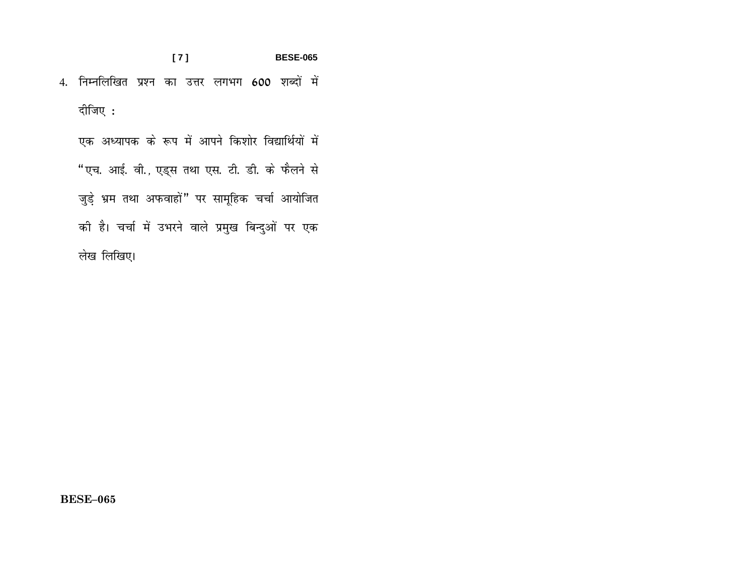4. निम्नलिखित प्रश्न का उत्तर लगभग 600 शब्दों में दीजिए :

   एक अध्यापक के रूप में आपने किशोर विद्यार्थियों में "एच. आई. वी., एड्स तथा एस. टी. डी. के फैलने से जुड़े भ्रम तथा अफवाहों" पर सामूहिक चर्चा आयोजित की है। चर्चा में उभरने वाले प्रमुख बिन्दुओं पर एक लेख लिखिए।